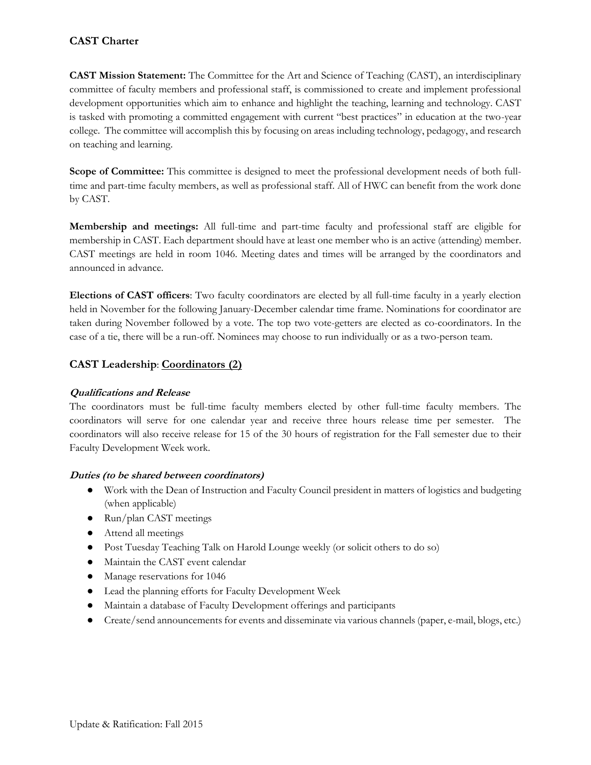# CAST Charter

**CAST Mission Statement:** The Committee for the Art and Science of Teaching (CAST), an interdisciplinary committee of faculty members and professional staff, is commissioned to create and implement professional development opportunities which aim to enhance and highlight the teaching, learning and technology. CAST is tasked with promoting a committed engagement with current "best practices" in education at the two-year college. The committee will accomplish this by focusing on areas including technology, pedagogy, and research on teaching and learning.

**Scope of Committee:** This committee is designed to meet the professional development needs of both full-time and part-time faculty members, as well as professional staff. All of HWC can benefit from the work done by CAST.

**Membership and meetings:** All full-time and part-time faculty and professional staff are eligible for membership in CAST. Each department should have at least one member who is an active (attending) member. CAST meetings are held in room 1046. Meeting dates and times will be arranged by the coordinators and announced in advance.

**Elections of CAST officers**: Two faculty coordinators are elected by all full-time faculty in a yearly election held in November for the following January-December calendar time frame. Nominations for coordinator are taken during November followed by a vote. The top two vote-getters are elected as co-coordinators. In the case of a tie, there will be a run-off. Nominees may choose to run individually or as a two-person team.

## CAST Leadership: Coordinators (2)

### *Qualifications and Release*

The coordinators must be full-time faculty members elected by other full-time faculty members. The coordinators will serve for one calendar year and receive three hours release time per semester. The coordinators will also receive release for 15 of the 30 hours of registration for the Fall semester due to their Faculty Development Week work.

### *Duties (to be shared between coordinators)*

- Work with the Dean of Instruction and Faculty Council president in matters of logistics and budgeting (when applicable)
- Run/plan CAST meetings
- Attend all meetings
- Post Tuesday Teaching Talk on Harold Lounge weekly (or solicit others to do so)
- Maintain the CAST event calendar
- Manage reservations for 1046
- Lead the planning efforts for Faculty Development Week
- Maintain a database of Faculty Development offerings and participants
- Create/send announcements for events and disseminate via various channels (paper, e-mail, blogs, etc.)

Update & Ratification: Fall 2015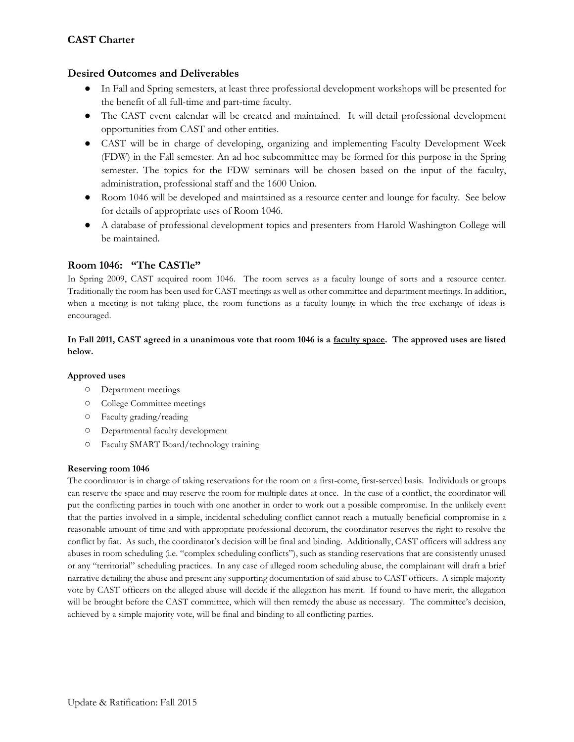## Desired Outcomes and Deliverables

- In Fall and Spring semesters, at least three professional development workshops will be presented for the benefit of all full-time and part-time faculty.
- The CAST event calendar will be created and maintained. It will detail professional development opportunities from CAST and other entities.
- CAST will be in charge of developing, organizing and implementing Faculty Development Week (FDW) in the Fall semester. An ad hoc subcommittee may be formed for this purpose in the Spring semester. The topics for the FDW seminars will be chosen based on the input of the faculty, administration, professional staff and the 1600 Union.
- Room 1046 will be developed and maintained as a resource center and lounge for faculty. See below for details of appropriate uses of Room 1046.
- A database of professional development topics and presenters from Harold Washington College will be maintained.

## Room 1046: "The CASTle"

In Spring 2009, CAST acquired room 1046. The room serves as a faculty lounge of sorts and a resource center. Traditionally the room has been used for CAST meetings as well as other committee and department meetings. In addition, when a meeting is not taking place, the room functions as a faculty lounge in which the free exchange of ideas is encouraged.

**In Fall 2011, CAST agreed in a unanimous vote that room 1046 is a <u>faculty space</u>. The approved uses are listed below.**

#### Approved uses

- Department meetings
- College Committee meetings
- Faculty grading/reading
- Departmental faculty development
- Faculty SMART Board/technology training

#### Reserving room 1046

The coordinator is in charge of taking reservations for the room on a first-come, first-served basis. Individuals or groups can reserve the space and may reserve the room for multiple dates at once. In the case of a conflict, the coordinator will put the conflicting parties in touch with one another in order to work out a possible compromise. In the unlikely event that the parties involved in a simple, incidental scheduling conflict cannot reach a mutually beneficial compromise in a reasonable amount of time and with appropriate professional decorum, the coordinator reserves the right to resolve the conflict by fiat. As such, the coordinator's decision will be final and binding. Additionally, CAST officers will address any abuses in room scheduling (i.e. "complex scheduling conflicts"), such as standing reservations that are consistently unused or any "territorial" scheduling practices. In any case of alleged room scheduling abuse, the complainant will draft a brief narrative detailing the abuse and present any supporting documentation of said abuse to CAST officers. A simple majority vote by CAST officers on the alleged abuse will decide if the allegation has merit. If found to have merit, the allegation will be brought before the CAST committee, which will then remedy the abuse as necessary. The committee's decision, achieved by a simple majority vote, will be final and binding to all conflicting parties.